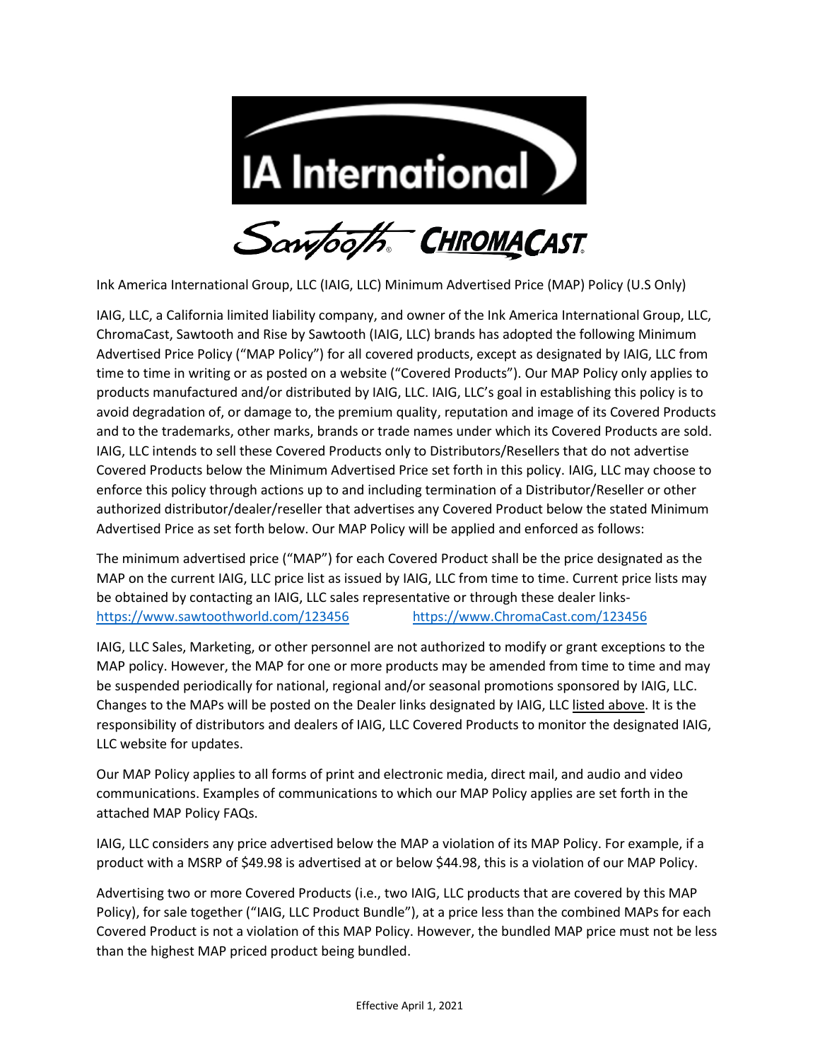Ink America International Group, LLC (IAIG, LLC) Minimum Advertised Price (MAP) Policy (U.S Only)

IAIG, LLC, a California limited liability company, and owner of the Ink America International Group, LLC, ChromaCast, Sawtooth and Rise by Sawtooth (IAIG, LLC) brands has adopted the following Minimum Advertised Price Policy ("MAP Policy") for all covered products, except as designated by IAIG, LLC from time to time in writing or as posted on a website ("Covered Products"). Our MAP Policy only applies to products manufactured and/or distributed by IAIG, LLC. IAIG, LLC's goal in establishing this policy is to avoid degradation of, or damage to, the premium quality, reputation and image of its Covered Products and to the trademarks, other marks, brands or trade names under which its Covered Products are sold. IAIG, LLC intends to sell these Covered Products only to Distributors/Resellers that do not advertise Covered Products below the Minimum Advertised Price set forth in this policy. IAIG, LLC may choose to enforce this policy through actions up to and including termination of a Distributor/Reseller or other authorized distributor/dealer/reseller that advertises any Covered Product below the stated Minimum Advertised Price as set forth below. Our MAP Policy will be applied and enforced as follows:

The minimum advertised price ("MAP") for each Covered Product shall be the price designated as the MAP on the current IAIG, LLC price list as issued by IAIG, LLC from time to time. Current price lists may be obtained by contacting an IAIG, LLC sales representative or through these dealer links- https://www.sawtoothworld.com/123456 https://www.ChromaCast.com/123456

IAIG, LLC Sales, Marketing, or other personnel are not authorized to modify or grant exceptions to the MAP policy. However, the MAP for one or more products may be amended from time to time and may be suspended periodically for national, regional and/or seasonal promotions sponsored by IAIG, LLC. Changes to the MAPs will be posted on the Dealer links designated by IAIG, LLC listed above. It is the responsibility of distributors and dealers of IAIG, LLC Covered Products to monitor the designated IAIG, LLC website for updates.

Our MAP Policy applies to all forms of print and electronic media, direct mail, and audio and video communications. Examples of communications to which our MAP Policy applies are set forth in the attached MAP Policy FAQs.

IAIG, LLC considers any price advertised below the MAP a violation of its MAP Policy. For example, if a product with a MSRP of $49.98 is advertised at or below $44.98, this is a violation of our MAP Policy.

Advertising two or more Covered Products (i.e., two IAIG, LLC products that are covered by this MAP Policy), for sale together ("IAIG, LLC Product Bundle"), at a price less than the combined MAPs for each Covered Product is not a violation of this MAP Policy. However, the bundled MAP price must not be less than the highest MAP priced product being bundled.

Effective April 1, 2021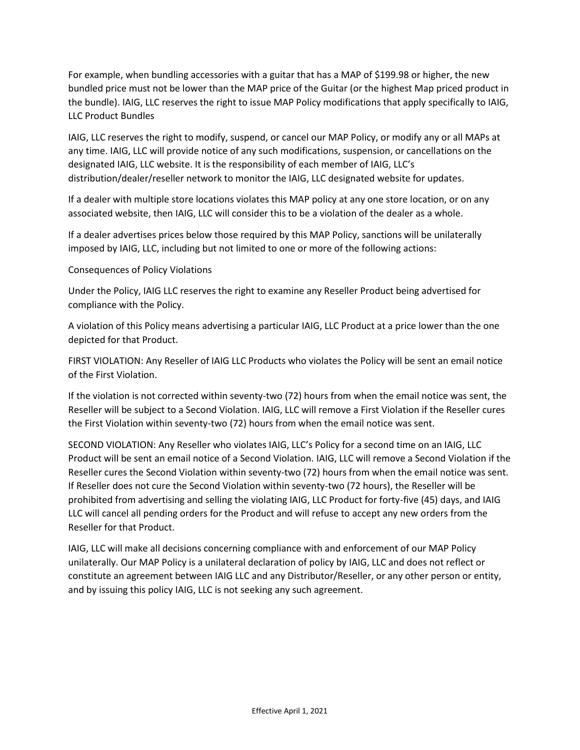For example, when bundling accessories with a guitar that has a MAP of $199.98 or higher, the new bundled price must not be lower than the MAP price of the Guitar (or the highest Map priced product in the bundle). IAIG, LLC reserves the right to issue MAP Policy modifications that apply specifically to IAIG, LLC Product Bundles

IAIG, LLC reserves the right to modify, suspend, or cancel our MAP Policy, or modify any or all MAPs at any time. IAIG, LLC will provide notice of any such modifications, suspension, or cancellations on the designated IAIG, LLC website. It is the responsibility of each member of IAIG, LLC's distribution/dealer/reseller network to monitor the IAIG, LLC designated website for updates.

If a dealer with multiple store locations violates this MAP policy at any one store location, or on any associated website, then IAIG, LLC will consider this to be a violation of the dealer as a whole.

If a dealer advertises prices below those required by this MAP Policy, sanctions will be unilaterally imposed by IAIG, LLC, including but not limited to one or more of the following actions:

Consequences of Policy Violations

Under the Policy, IAIG LLC reserves the right to examine any Reseller Product being advertised for compliance with the Policy.

A violation of this Policy means advertising a particular IAIG, LLC Product at a price lower than the one depicted for that Product.

FIRST VIOLATION: Any Reseller of IAIG LLC Products who violates the Policy will be sent an email notice of the First Violation.

If the violation is not corrected within seventy-two (72) hours from when the email notice was sent, the Reseller will be subject to a Second Violation. IAIG, LLC will remove a First Violation if the Reseller cures the First Violation within seventy-two (72) hours from when the email notice was sent.

SECOND VIOLATION: Any Reseller who violates IAIG, LLC's Policy for a second time on an IAIG, LLC Product will be sent an email notice of a Second Violation. IAIG, LLC will remove a Second Violation if the Reseller cures the Second Violation within seventy-two (72) hours from when the email notice was sent. If Reseller does not cure the Second Violation within seventy-two (72 hours), the Reseller will be prohibited from advertising and selling the violating IAIG, LLC Product for forty-five (45) days, and IAIG LLC will cancel all pending orders for the Product and will refuse to accept any new orders from the Reseller for that Product.

IAIG, LLC will make all decisions concerning compliance with and enforcement of our MAP Policy unilaterally. Our MAP Policy is a unilateral declaration of policy by IAIG, LLC and does not reflect or constitute an agreement between IAIG LLC and any Distributor/Reseller, or any other person or entity, and by issuing this policy IAIG, LLC is not seeking any such agreement.

Effective April 1, 2021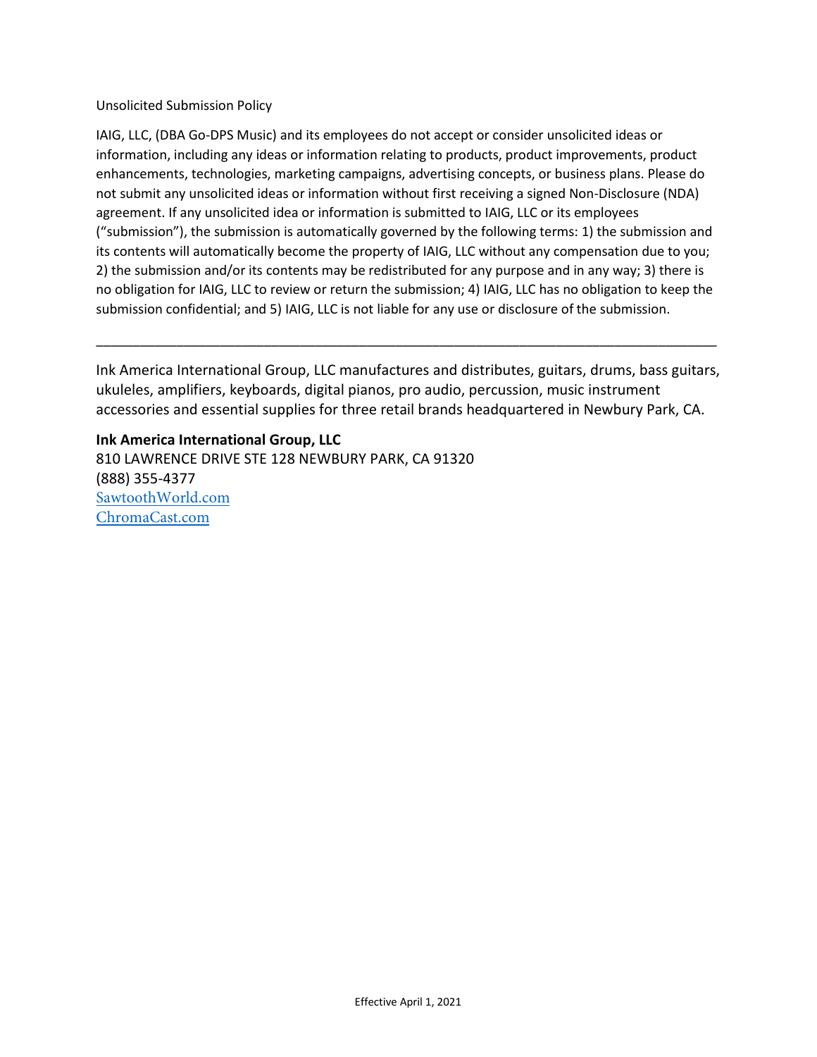Unsolicited Submission Policy

IAIG, LLC, (DBA Go-DPS Music) and its employees do not accept or consider unsolicited ideas or information, including any ideas or information relating to products, product improvements, product enhancements, technologies, marketing campaigns, advertising concepts, or business plans. Please do not submit any unsolicited ideas or information without first receiving a signed Non-Disclosure (NDA) agreement. If any unsolicited idea or information is submitted to IAIG, LLC or its employees ("submission"), the submission is automatically governed by the following terms: 1) the submission and its contents will automatically become the property of IAIG, LLC without any compensation due to you; 2) the submission and/or its contents may be redistributed for any purpose and in any way; 3) there is no obligation for IAIG, LLC to review or return the submission; 4) IAIG, LLC has no obligation to keep the submission confidential; and 5) IAIG, LLC is not liable for any use or disclosure of the submission.

---

Ink America International Group, LLC manufactures and distributes, guitars, drums, bass guitars, ukuleles, amplifiers, keyboards, digital pianos, pro audio, percussion, music instrument accessories and essential supplies for three retail brands headquartered in Newbury Park, CA.

**Ink America International Group, LLC**
810 LAWRENCE DRIVE STE 128 NEWBURY PARK, CA 91320
(888) 355-4377
SawtoothWorld.com
ChromaCast.com

Effective April 1, 2021